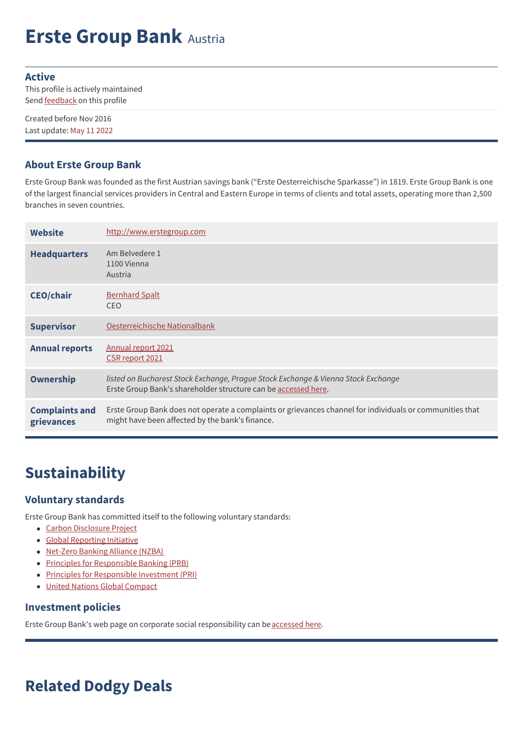# Erste Group Bank Austria

**Active**
This profile is actively maintained
Send feedback on this profile

Created before Nov 2016
Last update: May 11 2022

### About Erste Group Bank

Erste Group Bank was founded as the first Austrian savings bank ("Erste Oesterreichische Sparkasse") in 1819. Erste Group Bank is one of the largest financial services providers in Central and Eastern Europe in terms of clients and total assets, operating more than 2,500 branches in seven countries.

| | |
|---|---|
| **Website** | http://www.erstegroup.com |
| **Headquarters** | Am Belvedere 1<br>1100 Vienna<br>Austria |
| **CEO/chair** | Bernhard Spalt<br>CEO |
| **Supervisor** | Oesterreichische Nationalbank |
| **Annual reports** | Annual report 2021<br>CSR report 2021 |
| **Ownership** | *listed on Bucharest Stock Exchange, Prague Stock Exchange & Vienna Stock Exchange*<br>Erste Group Bank's shareholder structure can be accessed here. |
| **Complaints and grievances** | Erste Group Bank does not operate a complaints or grievances channel for individuals or communities that might have been affected by the bank's finance. |

## Sustainability

### Voluntary standards

Erste Group Bank has committed itself to the following voluntary standards:

- Carbon Disclosure Project
- Global Reporting Initiative
- Net-Zero Banking Alliance (NZBA)
- Principles for Responsible Banking (PRB)
- Principles for Responsible Investment (PRI)
- United Nations Global Compact

### Investment policies

Erste Group Bank's web page on corporate social responsibility can be accessed here.

## Related Dodgy Deals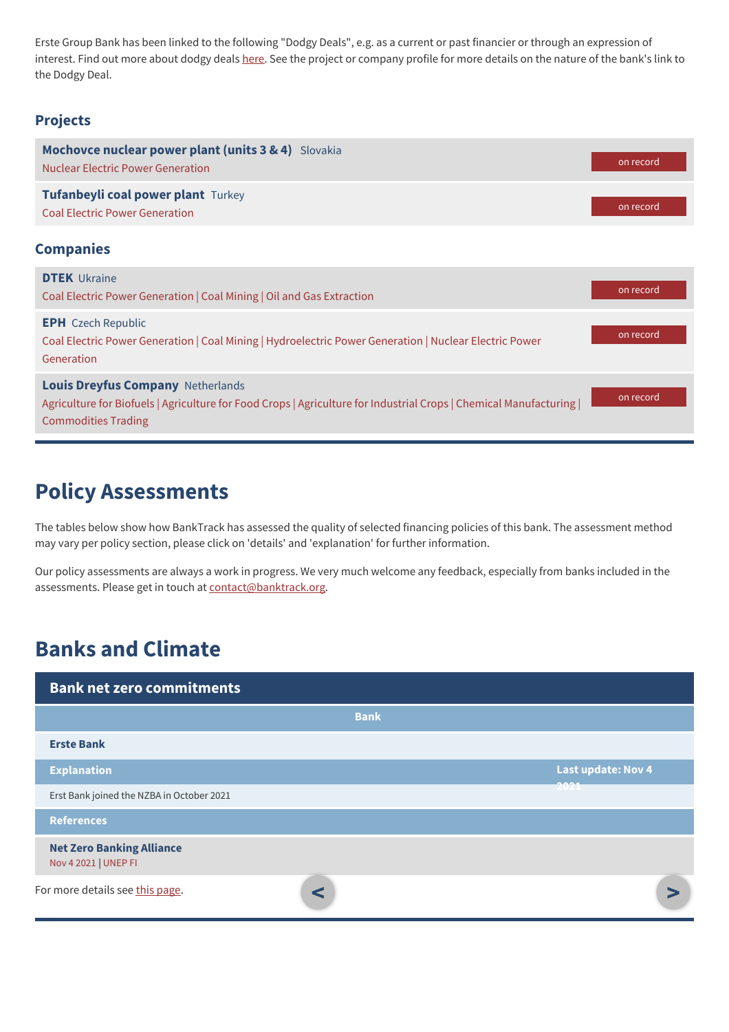Erste Group Bank has been linked to the following "Dodgy Deals", e.g. as a current or past financier or through an expression of interest. Find out more about dodgy deals here. See the project or company profile for more details on the nature of the bank's link to the Dodgy Deal.

### Projects

| | | |
|---|---|---|
| **Mochovce nuclear power plant (units 3 & 4)** Slovakia | Nuclear Electric Power Generation | on record |
| **Tufanbeyli coal power plant** Turkey | Coal Electric Power Generation | on record |

### Companies

| | | |
|---|---|---|
| **DTEK** Ukraine | Coal Electric Power Generation \| Coal Mining \| Oil and Gas Extraction | on record |
| **EPH** Czech Republic | Coal Electric Power Generation \| Coal Mining \| Hydroelectric Power Generation \| Nuclear Electric Power Generation | on record |
| **Louis Dreyfus Company** Netherlands | Agriculture for Biofuels \| Agriculture for Food Crops \| Agriculture for Industrial Crops \| Chemical Manufacturing \| Commodities Trading | on record |

## Policy Assessments

The tables below show how BankTrack has assessed the quality of selected financing policies of this bank. The assessment method may vary per policy section, please click on 'details' and 'explanation' for further information.

Our policy assessments are always a work in progress. We very much welcome any feedback, especially from banks included in the assessments. Please get in touch at contact@banktrack.org.

## Banks and Climate

### Bank net zero commitments

| Bank | |
|---|---|
| **Erste Bank** | |
| **Explanation** | **Last update: Nov 4 2021** |
| Erst Bank joined the NZBA in October 2021 | |
| **References** | |
| **Net Zero Banking Alliance** Nov 4 2021 \| UNEP FI | |

For more details see this page.